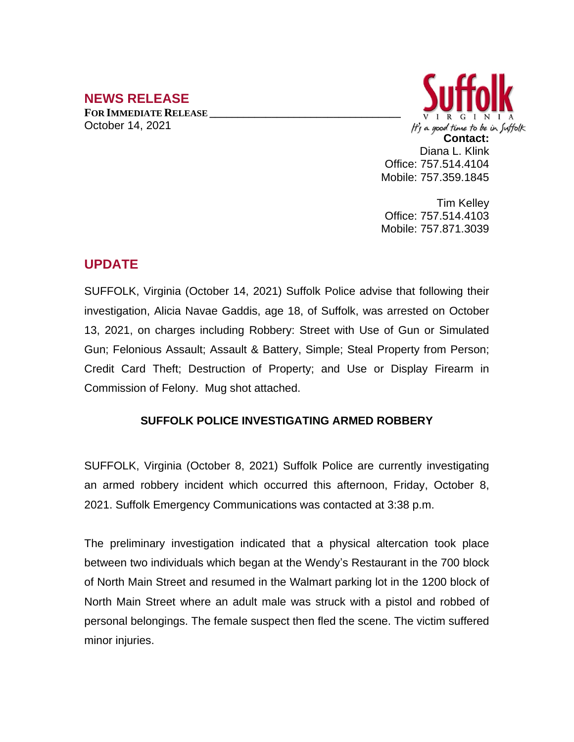## NEWS RELEASE

**FOR IMMEDIATE RELEASE**

October 14, 2021

Suffolk
VIRGINIA
It's a good time to be in Suffolk

**Contact:**
Diana L. Klink
Office: 757.514.4104
Mobile: 757.359.1845

Tim Kelley
Office: 757.514.4103
Mobile: 757.871.3039

## UPDATE

SUFFOLK, Virginia (October 14, 2021) Suffolk Police advise that following their investigation, Alicia Navae Gaddis, age 18, of Suffolk, was arrested on October 13, 2021, on charges including Robbery: Street with Use of Gun or Simulated Gun; Felonious Assault; Assault & Battery, Simple; Steal Property from Person; Credit Card Theft; Destruction of Property; and Use or Display Firearm in Commission of Felony. Mug shot attached.

### SUFFOLK POLICE INVESTIGATING ARMED ROBBERY

SUFFOLK, Virginia (October 8, 2021) Suffolk Police are currently investigating an armed robbery incident which occurred this afternoon, Friday, October 8, 2021. Suffolk Emergency Communications was contacted at 3:38 p.m.

The preliminary investigation indicated that a physical altercation took place between two individuals which began at the Wendy's Restaurant in the 700 block of North Main Street and resumed in the Walmart parking lot in the 1200 block of North Main Street where an adult male was struck with a pistol and robbed of personal belongings. The female suspect then fled the scene. The victim suffered minor injuries.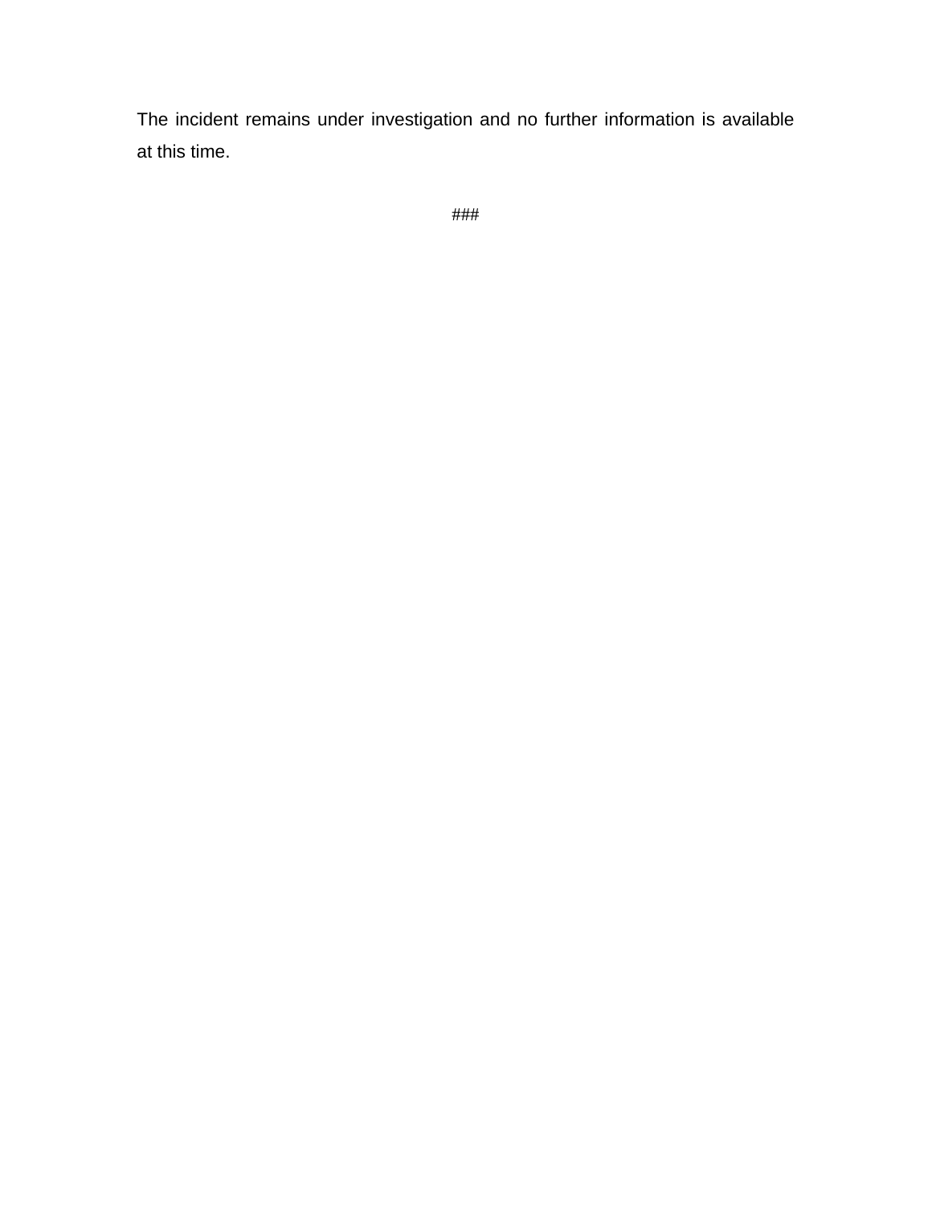The incident remains under investigation and no further information is available at this time.

###